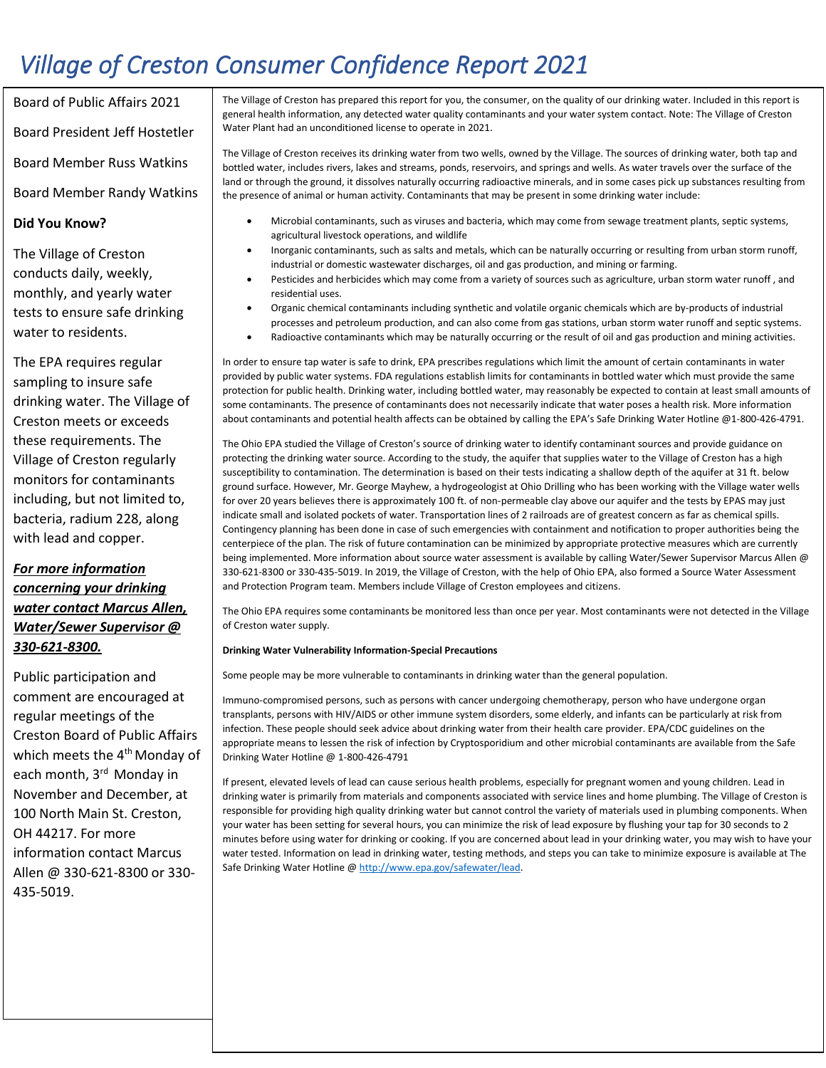# *Village of Creston Consumer Confidence Report 2021*

Board of Public Affairs 2021

Board President Jeff Hostetler

Board Member Russ Watkins

Board Member Randy Watkins

**Did You Know?**

The Village of Creston conducts daily, weekly, monthly, and yearly water tests to ensure safe drinking water to residents.

The EPA requires regular sampling to insure safe drinking water. The Village of Creston meets or exceeds these requirements. The Village of Creston regularly monitors for contaminants including, but not limited to, bacteria, radium 228, along with lead and copper.

***For more information concerning your drinking water contact Marcus Allen, Water/Sewer Supervisor @ 330-621-8300.***

Public participation and comment are encouraged at regular meetings of the Creston Board of Public Affairs which meets the 4th Monday of each month, 3rd Monday in November and December, at 100 North Main St. Creston, OH 44217. For more information contact Marcus Allen @ 330-621-8300 or 330-435-5019.

The Village of Creston has prepared this report for you, the consumer, on the quality of our drinking water. Included in this report is general health information, any detected water quality contaminants and your water system contact. Note: The Village of Creston Water Plant had an unconditioned license to operate in 2021.

The Village of Creston receives its drinking water from two wells, owned by the Village. The sources of drinking water, both tap and bottled water, includes rivers, lakes and streams, ponds, reservoirs, and springs and wells. As water travels over the surface of the land or through the ground, it dissolves naturally occurring radioactive minerals, and in some cases pick up substances resulting from the presence of animal or human activity. Contaminants that may be present in some drinking water include:

- Microbial contaminants, such as viruses and bacteria, which may come from sewage treatment plants, septic systems, agricultural livestock operations, and wildlife
- Inorganic contaminants, such as salts and metals, which can be naturally occurring or resulting from urban storm runoff, industrial or domestic wastewater discharges, oil and gas production, and mining or farming.
- Pesticides and herbicides which may come from a variety of sources such as agriculture, urban storm water runoff , and residential uses.
- Organic chemical contaminants including synthetic and volatile organic chemicals which are by-products of industrial processes and petroleum production, and can also come from gas stations, urban storm water runoff and septic systems.
- Radioactive contaminants which may be naturally occurring or the result of oil and gas production and mining activities.

In order to ensure tap water is safe to drink, EPA prescribes regulations which limit the amount of certain contaminants in water provided by public water systems. FDA regulations establish limits for contaminants in bottled water which must provide the same protection for public health. Drinking water, including bottled water, may reasonably be expected to contain at least small amounts of some contaminants. The presence of contaminants does not necessarily indicate that water poses a health risk. More information about contaminants and potential health affects can be obtained by calling the EPA's Safe Drinking Water Hotline @1-800-426-4791.

The Ohio EPA studied the Village of Creston's source of drinking water to identify contaminant sources and provide guidance on protecting the drinking water source. According to the study, the aquifer that supplies water to the Village of Creston has a high susceptibility to contamination. The determination is based on their tests indicating a shallow depth of the aquifer at 31 ft. below ground surface. However, Mr. George Mayhew, a hydrogeologist at Ohio Drilling who has been working with the Village water wells for over 20 years believes there is approximately 100 ft. of non-permeable clay above our aquifer and the tests by EPAS may just indicate small and isolated pockets of water. Transportation lines of 2 railroads are of greatest concern as far as chemical spills. Contingency planning has been done in case of such emergencies with containment and notification to proper authorities being the centerpiece of the plan. The risk of future contamination can be minimized by appropriate protective measures which are currently being implemented. More information about source water assessment is available by calling Water/Sewer Supervisor Marcus Allen @ 330-621-8300 or 330-435-5019. In 2019, the Village of Creston, with the help of Ohio EPA, also formed a Source Water Assessment and Protection Program team. Members include Village of Creston employees and citizens.

The Ohio EPA requires some contaminants be monitored less than once per year. Most contaminants were not detected in the Village of Creston water supply.

**Drinking Water Vulnerability Information-Special Precautions**

Some people may be more vulnerable to contaminants in drinking water than the general population.

Immuno-compromised persons, such as persons with cancer undergoing chemotherapy, person who have undergone organ transplants, persons with HIV/AIDS or other immune system disorders, some elderly, and infants can be particularly at risk from infection. These people should seek advice about drinking water from their health care provider. EPA/CDC guidelines on the appropriate means to lessen the risk of infection by Cryptosporidium and other microbial contaminants are available from the Safe Drinking Water Hotline @ 1-800-426-4791

If present, elevated levels of lead can cause serious health problems, especially for pregnant women and young children. Lead in drinking water is primarily from materials and components associated with service lines and home plumbing. The Village of Creston is responsible for providing high quality drinking water but cannot control the variety of materials used in plumbing components. When your water has been setting for several hours, you can minimize the risk of lead exposure by flushing your tap for 30 seconds to 2 minutes before using water for drinking or cooking. If you are concerned about lead in your drinking water, you may wish to have your water tested. Information on lead in drinking water, testing methods, and steps you can take to minimize exposure is available at The Safe Drinking Water Hotline @ http://www.epa.gov/safewater/lead.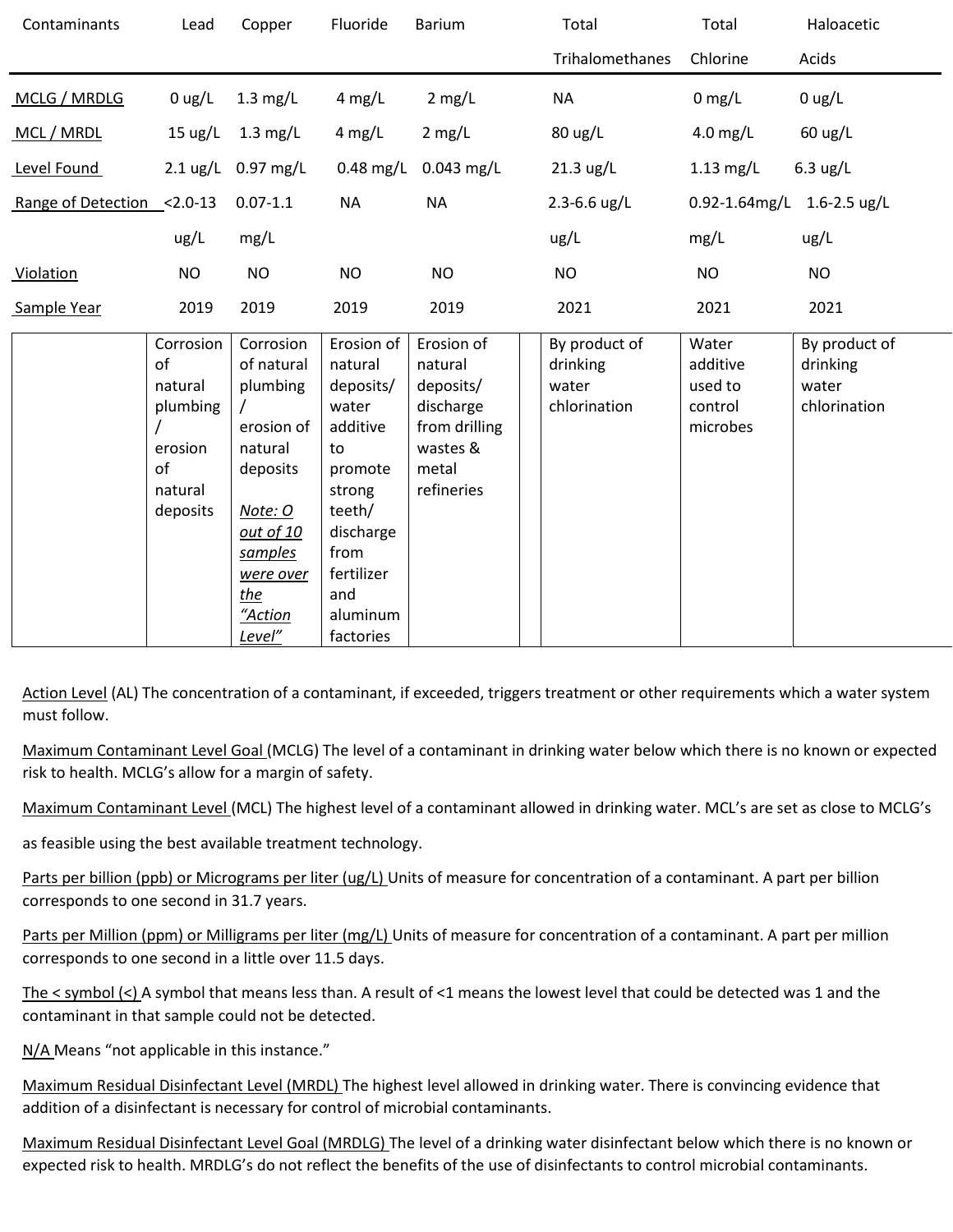| Contaminants | Lead | Copper | Fluoride | Barium | Total Trihalomethanes | Total Chlorine | Haloacetic Acids |
|---|---|---|---|---|---|---|---|
| MCLG / MRDLG | 0 ug/L | 1.3 mg/L | 4 mg/L | 2 mg/L | NA | 0 mg/L | 0 ug/L |
| MCL / MRDL | 15 ug/L | 1.3 mg/L | 4 mg/L | 2 mg/L | 80 ug/L | 4.0 mg/L | 60 ug/L |
| Level Found | 2.1 ug/L | 0.97 mg/L | 0.48 mg/L | 0.043 mg/L | 21.3 ug/L | 1.13 mg/L | 6.3 ug/L |
| Range of Detection | <2.0-13 ug/L | 0.07-1.1 mg/L | NA | NA | 2.3-6.6 ug/L | 0.92-1.64mg/L mg/L | 1.6-2.5 ug/L ug/L |
| Violation | NO | NO | NO | NO | NO | NO | NO |
| Sample Year | 2019 | 2019 | 2019 | 2019 | 2021 | 2021 | 2021 |
| | Corrosion of natural plumbing / erosion of natural deposits | Corrosion of natural plumbing / erosion of natural deposits *Note: O out of 10 samples were over the "Action Level"* | Erosion of natural deposits/ water additive to promote strong teeth/ discharge from fertilizer and aluminum factories | Erosion of natural deposits/ discharge from drilling wastes & metal refineries | By product of drinking water chlorination | Water additive used to control microbes | By product of drinking water chlorination |

Action Level (AL) The concentration of a contaminant, if exceeded, triggers treatment or other requirements which a water system must follow.

Maximum Contaminant Level Goal (MCLG) The level of a contaminant in drinking water below which there is no known or expected risk to health. MCLG's allow for a margin of safety.

Maximum Contaminant Level (MCL) The highest level of a contaminant allowed in drinking water. MCL's are set as close to MCLG's as feasible using the best available treatment technology.

Parts per billion (ppb) or Micrograms per liter (ug/L) Units of measure for concentration of a contaminant. A part per billion corresponds to one second in 31.7 years.

Parts per Million (ppm) or Milligrams per liter (mg/L) Units of measure for concentration of a contaminant. A part per million corresponds to one second in a little over 11.5 days.

The < symbol (<) A symbol that means less than. A result of <1 means the lowest level that could be detected was 1 and the contaminant in that sample could not be detected.

N/A Means "not applicable in this instance."

Maximum Residual Disinfectant Level (MRDL) The highest level allowed in drinking water. There is convincing evidence that addition of a disinfectant is necessary for control of microbial contaminants.

Maximum Residual Disinfectant Level Goal (MRDLG) The level of a drinking water disinfectant below which there is no known or expected risk to health. MRDLG's do not reflect the benefits of the use of disinfectants to control microbial contaminants.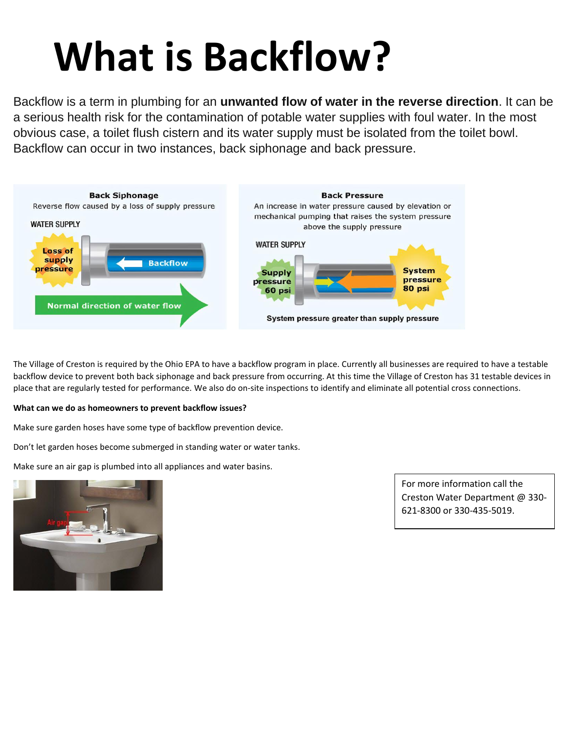# What is Backflow?

Backflow is a term in plumbing for an **unwanted flow of water in the reverse direction**. It can be a serious health risk for the contamination of potable water supplies with foul water. In the most obvious case, a toilet flush cistern and its water supply must be isolated from the toilet bowl. Backflow can occur in two instances, back siphonage and back pressure.

**Back Siphonage**

Reverse flow caused by a loss of supply pressure

WATER SUPPLY

Loss of supply pressure

Backflow

Normal direction of water flow

**Back Pressure**

An increase in water pressure caused by elevation or mechanical pumping that raises the system pressure above the supply pressure

WATER SUPPLY

Supply pressure 60 psi

System pressure 80 psi

System pressure greater than supply pressure

The Village of Creston is required by the Ohio EPA to have a backflow program in place. Currently all businesses are required to have a testable backflow device to prevent both back siphonage and back pressure from occurring. At this time the Village of Creston has 31 testable devices in place that are regularly tested for performance. We also do on-site inspections to identify and eliminate all potential cross connections.

**What can we do as homeowners to prevent backflow issues?**

Make sure garden hoses have some type of backflow prevention device.

Don't let garden hoses become submerged in standing water or water tanks.

Make sure an air gap is plumbed into all appliances and water basins.

Air gap

For more information call the Creston Water Department @ 330-621-8300 or 330-435-5019.